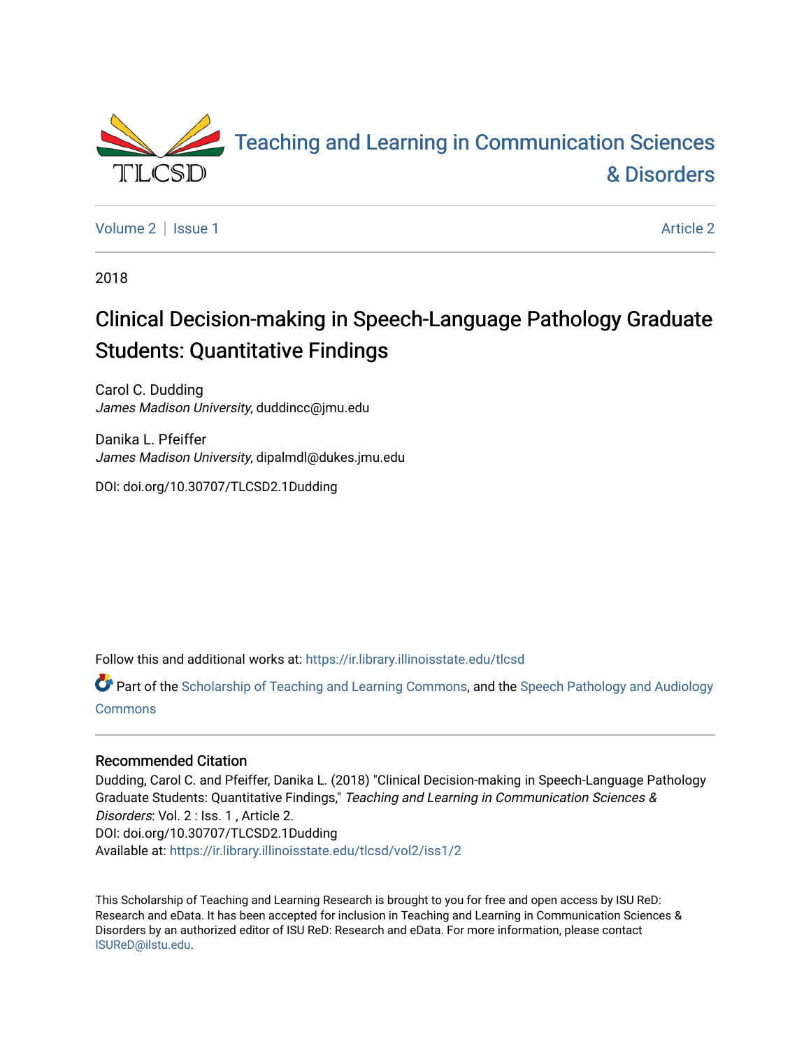# Teaching and Learning in Communication Sciences & Disorders

Volume 2 | Issue 1 Article 2

2018

## Clinical Decision-making in Speech-Language Pathology Graduate Students: Quantitative Findings

Carol C. Dudding
*James Madison University*, duddincc@jmu.edu

Danika L. Pfeiffer
*James Madison University*, dipalmdl@dukes.jmu.edu

DOI: doi.org/10.30707/TLCSD2.1Dudding

Follow this and additional works at: https://ir.library.illinoisstate.edu/tlcsd

Part of the Scholarship of Teaching and Learning Commons, and the Speech Pathology and Audiology Commons

### Recommended Citation

Dudding, Carol C. and Pfeiffer, Danika L. (2018) "Clinical Decision-making in Speech-Language Pathology Graduate Students: Quantitative Findings," *Teaching and Learning in Communication Sciences & Disorders*: Vol. 2 : Iss. 1 , Article 2.
DOI: doi.org/10.30707/TLCSD2.1Dudding
Available at: https://ir.library.illinoisstate.edu/tlcsd/vol2/iss1/2

This Scholarship of Teaching and Learning Research is brought to you for free and open access by ISU ReD: Research and eData. It has been accepted for inclusion in Teaching and Learning in Communication Sciences & Disorders by an authorized editor of ISU ReD: Research and eData. For more information, please contact ISUReD@ilstu.edu.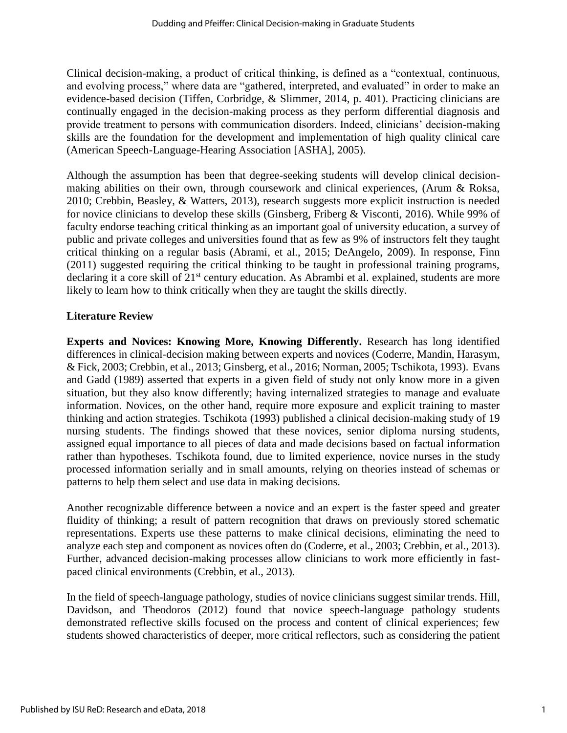Clinical decision-making, a product of critical thinking, is defined as a "contextual, continuous, and evolving process," where data are "gathered, interpreted, and evaluated" in order to make an evidence-based decision (Tiffen, Corbridge, & Slimmer, 2014, p. 401). Practicing clinicians are continually engaged in the decision-making process as they perform differential diagnosis and provide treatment to persons with communication disorders. Indeed, clinicians' decision-making skills are the foundation for the development and implementation of high quality clinical care (American Speech-Language-Hearing Association [ASHA], 2005).

Although the assumption has been that degree-seeking students will develop clinical decision-making abilities on their own, through coursework and clinical experiences, (Arum & Roksa, 2010; Crebbin, Beasley, & Watters, 2013), research suggests more explicit instruction is needed for novice clinicians to develop these skills (Ginsberg, Friberg & Visconti, 2016). While 99% of faculty endorse teaching critical thinking as an important goal of university education, a survey of public and private colleges and universities found that as few as 9% of instructors felt they taught critical thinking on a regular basis (Abrami, et al., 2015; DeAngelo, 2009). In response, Finn (2011) suggested requiring the critical thinking to be taught in professional training programs, declaring it a core skill of 21st century education. As Abrambi et al. explained, students are more likely to learn how to think critically when they are taught the skills directly.

## Literature Review

**Experts and Novices: Knowing More, Knowing Differently.** Research has long identified differences in clinical-decision making between experts and novices (Coderre, Mandin, Harasym, & Fick, 2003; Crebbin, et al., 2013; Ginsberg, et al., 2016; Norman, 2005; Tschikota, 1993). Evans and Gadd (1989) asserted that experts in a given field of study not only know more in a given situation, but they also know differently; having internalized strategies to manage and evaluate information. Novices, on the other hand, require more exposure and explicit training to master thinking and action strategies. Tschikota (1993) published a clinical decision-making study of 19 nursing students. The findings showed that these novices, senior diploma nursing students, assigned equal importance to all pieces of data and made decisions based on factual information rather than hypotheses. Tschikota found, due to limited experience, novice nurses in the study processed information serially and in small amounts, relying on theories instead of schemas or patterns to help them select and use data in making decisions.

Another recognizable difference between a novice and an expert is the faster speed and greater fluidity of thinking; a result of pattern recognition that draws on previously stored schematic representations. Experts use these patterns to make clinical decisions, eliminating the need to analyze each step and component as novices often do (Coderre, et al., 2003; Crebbin, et al., 2013). Further, advanced decision-making processes allow clinicians to work more efficiently in fast-paced clinical environments (Crebbin, et al., 2013).

In the field of speech-language pathology, studies of novice clinicians suggest similar trends. Hill, Davidson, and Theodoros (2012) found that novice speech-language pathology students demonstrated reflective skills focused on the process and content of clinical experiences; few students showed characteristics of deeper, more critical reflectors, such as considering the patient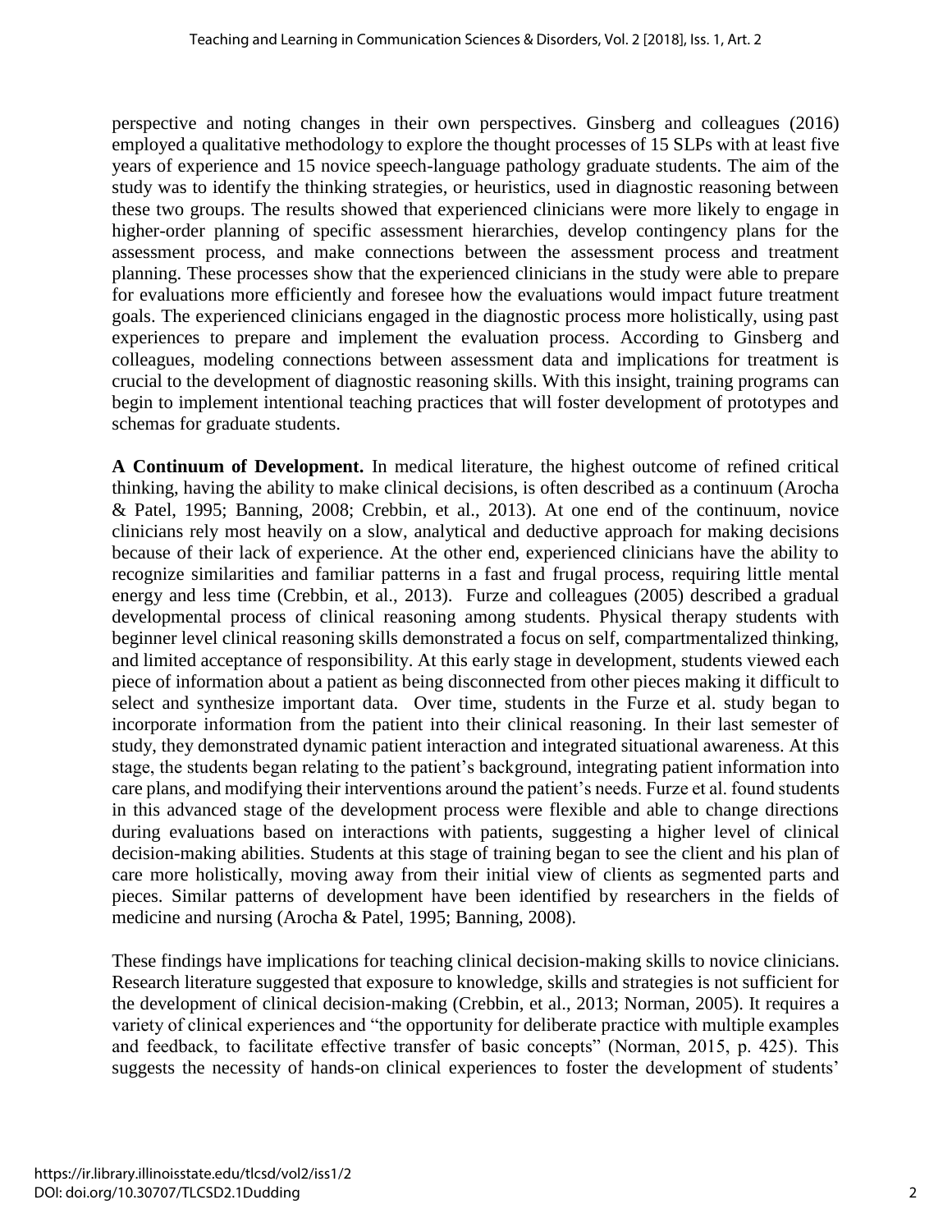perspective and noting changes in their own perspectives. Ginsberg and colleagues (2016) employed a qualitative methodology to explore the thought processes of 15 SLPs with at least five years of experience and 15 novice speech-language pathology graduate students. The aim of the study was to identify the thinking strategies, or heuristics, used in diagnostic reasoning between these two groups. The results showed that experienced clinicians were more likely to engage in higher-order planning of specific assessment hierarchies, develop contingency plans for the assessment process, and make connections between the assessment process and treatment planning. These processes show that the experienced clinicians in the study were able to prepare for evaluations more efficiently and foresee how the evaluations would impact future treatment goals. The experienced clinicians engaged in the diagnostic process more holistically, using past experiences to prepare and implement the evaluation process. According to Ginsberg and colleagues, modeling connections between assessment data and implications for treatment is crucial to the development of diagnostic reasoning skills. With this insight, training programs can begin to implement intentional teaching practices that will foster development of prototypes and schemas for graduate students.

**A Continuum of Development.** In medical literature, the highest outcome of refined critical thinking, having the ability to make clinical decisions, is often described as a continuum (Arocha & Patel, 1995; Banning, 2008; Crebbin, et al., 2013). At one end of the continuum, novice clinicians rely most heavily on a slow, analytical and deductive approach for making decisions because of their lack of experience. At the other end, experienced clinicians have the ability to recognize similarities and familiar patterns in a fast and frugal process, requiring little mental energy and less time (Crebbin, et al., 2013). Furze and colleagues (2005) described a gradual developmental process of clinical reasoning among students. Physical therapy students with beginner level clinical reasoning skills demonstrated a focus on self, compartmentalized thinking, and limited acceptance of responsibility. At this early stage in development, students viewed each piece of information about a patient as being disconnected from other pieces making it difficult to select and synthesize important data. Over time, students in the Furze et al. study began to incorporate information from the patient into their clinical reasoning. In their last semester of study, they demonstrated dynamic patient interaction and integrated situational awareness. At this stage, the students began relating to the patient's background, integrating patient information into care plans, and modifying their interventions around the patient's needs. Furze et al. found students in this advanced stage of the development process were flexible and able to change directions during evaluations based on interactions with patients, suggesting a higher level of clinical decision-making abilities. Students at this stage of training began to see the client and his plan of care more holistically, moving away from their initial view of clients as segmented parts and pieces. Similar patterns of development have been identified by researchers in the fields of medicine and nursing (Arocha & Patel, 1995; Banning, 2008).

These findings have implications for teaching clinical decision-making skills to novice clinicians. Research literature suggested that exposure to knowledge, skills and strategies is not sufficient for the development of clinical decision-making (Crebbin, et al., 2013; Norman, 2005). It requires a variety of clinical experiences and "the opportunity for deliberate practice with multiple examples and feedback, to facilitate effective transfer of basic concepts" (Norman, 2015, p. 425). This suggests the necessity of hands-on clinical experiences to foster the development of students'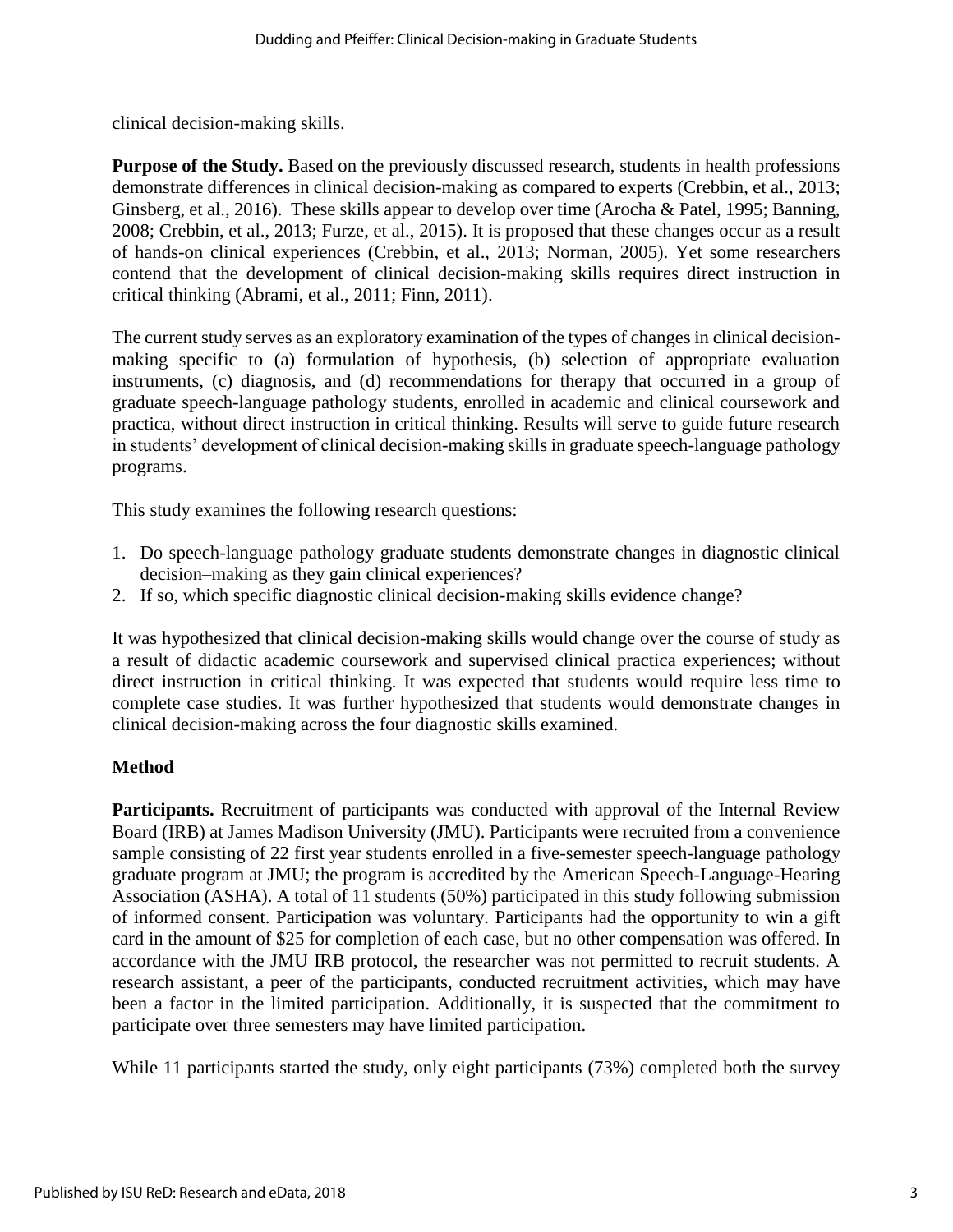clinical decision-making skills.

**Purpose of the Study.** Based on the previously discussed research, students in health professions demonstrate differences in clinical decision-making as compared to experts (Crebbin, et al., 2013; Ginsberg, et al., 2016). These skills appear to develop over time (Arocha & Patel, 1995; Banning, 2008; Crebbin, et al., 2013; Furze, et al., 2015). It is proposed that these changes occur as a result of hands-on clinical experiences (Crebbin, et al., 2013; Norman, 2005). Yet some researchers contend that the development of clinical decision-making skills requires direct instruction in critical thinking (Abrami, et al., 2011; Finn, 2011).

The current study serves as an exploratory examination of the types of changes in clinical decision-making specific to (a) formulation of hypothesis, (b) selection of appropriate evaluation instruments, (c) diagnosis, and (d) recommendations for therapy that occurred in a group of graduate speech-language pathology students, enrolled in academic and clinical coursework and practica, without direct instruction in critical thinking. Results will serve to guide future research in students' development of clinical decision-making skills in graduate speech-language pathology programs.

This study examines the following research questions:

1. Do speech-language pathology graduate students demonstrate changes in diagnostic clinical decision–making as they gain clinical experiences?
2. If so, which specific diagnostic clinical decision-making skills evidence change?

It was hypothesized that clinical decision-making skills would change over the course of study as a result of didactic academic coursework and supervised clinical practica experiences; without direct instruction in critical thinking. It was expected that students would require less time to complete case studies. It was further hypothesized that students would demonstrate changes in clinical decision-making across the four diagnostic skills examined.

## Method

**Participants.** Recruitment of participants was conducted with approval of the Internal Review Board (IRB) at James Madison University (JMU). Participants were recruited from a convenience sample consisting of 22 first year students enrolled in a five-semester speech-language pathology graduate program at JMU; the program is accredited by the American Speech-Language-Hearing Association (ASHA). A total of 11 students (50%) participated in this study following submission of informed consent. Participation was voluntary. Participants had the opportunity to win a gift card in the amount of \$25 for completion of each case, but no other compensation was offered. In accordance with the JMU IRB protocol, the researcher was not permitted to recruit students. A research assistant, a peer of the participants, conducted recruitment activities, which may have been a factor in the limited participation. Additionally, it is suspected that the commitment to participate over three semesters may have limited participation.

While 11 participants started the study, only eight participants (73%) completed both the survey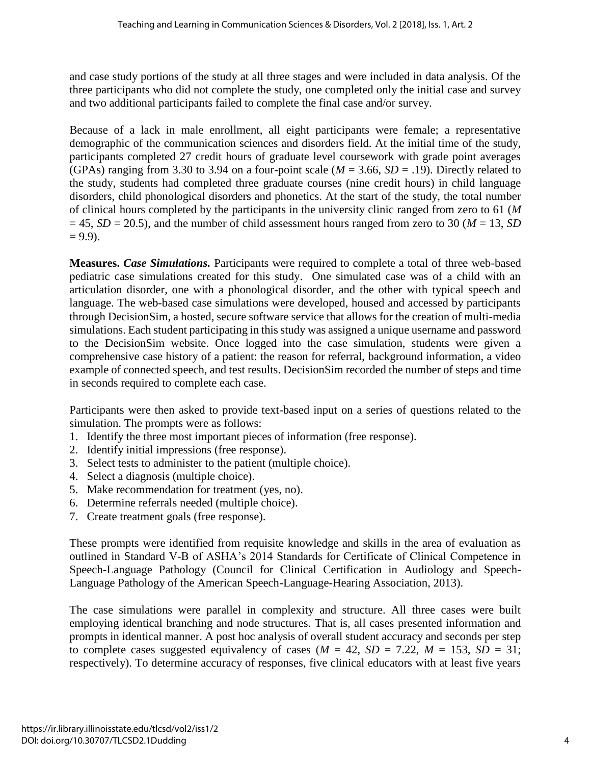and case study portions of the study at all three stages and were included in data analysis. Of the three participants who did not complete the study, one completed only the initial case and survey and two additional participants failed to complete the final case and/or survey.

Because of a lack in male enrollment, all eight participants were female; a representative demographic of the communication sciences and disorders field. At the initial time of the study, participants completed 27 credit hours of graduate level coursework with grade point averages (GPAs) ranging from 3.30 to 3.94 on a four-point scale ($M$ = 3.66, $SD$ = .19). Directly related to the study, students had completed three graduate courses (nine credit hours) in child language disorders, child phonological disorders and phonetics. At the start of the study, the total number of clinical hours completed by the participants in the university clinic ranged from zero to 61 ($M$ = 45, $SD$ = 20.5), and the number of child assessment hours ranged from zero to 30 ($M$ = 13, $SD$ = 9.9).

**Measures.** ***Case Simulations.*** Participants were required to complete a total of three web-based pediatric case simulations created for this study. One simulated case was of a child with an articulation disorder, one with a phonological disorder, and the other with typical speech and language. The web-based case simulations were developed, housed and accessed by participants through DecisionSim, a hosted, secure software service that allows for the creation of multi-media simulations. Each student participating in this study was assigned a unique username and password to the DecisionSim website. Once logged into the case simulation, students were given a comprehensive case history of a patient: the reason for referral, background information, a video example of connected speech, and test results. DecisionSim recorded the number of steps and time in seconds required to complete each case.

Participants were then asked to provide text-based input on a series of questions related to the simulation. The prompts were as follows:

1. Identify the three most important pieces of information (free response).
2. Identify initial impressions (free response).
3. Select tests to administer to the patient (multiple choice).
4. Select a diagnosis (multiple choice).
5. Make recommendation for treatment (yes, no).
6. Determine referrals needed (multiple choice).
7. Create treatment goals (free response).

These prompts were identified from requisite knowledge and skills in the area of evaluation as outlined in Standard V-B of ASHA's 2014 Standards for Certificate of Clinical Competence in Speech-Language Pathology (Council for Clinical Certification in Audiology and Speech-Language Pathology of the American Speech-Language-Hearing Association, 2013).

The case simulations were parallel in complexity and structure. All three cases were built employing identical branching and node structures. That is, all cases presented information and prompts in identical manner. A post hoc analysis of overall student accuracy and seconds per step to complete cases suggested equivalency of cases ($M$ = 42, $SD$ = 7.22, $M$ = 153, $SD$ = 31; respectively). To determine accuracy of responses, five clinical educators with at least five years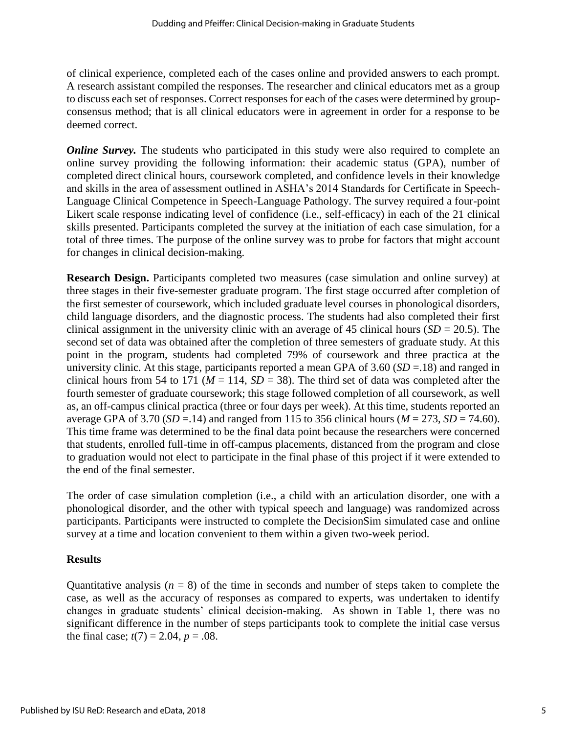of clinical experience, completed each of the cases online and provided answers to each prompt. A research assistant compiled the responses. The researcher and clinical educators met as a group to discuss each set of responses. Correct responses for each of the cases were determined by group-consensus method; that is all clinical educators were in agreement in order for a response to be deemed correct.

***Online Survey.*** The students who participated in this study were also required to complete an online survey providing the following information: their academic status (GPA), number of completed direct clinical hours, coursework completed, and confidence levels in their knowledge and skills in the area of assessment outlined in ASHA's 2014 Standards for Certificate in Speech-Language Clinical Competence in Speech-Language Pathology. The survey required a four-point Likert scale response indicating level of confidence (i.e., self-efficacy) in each of the 21 clinical skills presented. Participants completed the survey at the initiation of each case simulation, for a total of three times. The purpose of the online survey was to probe for factors that might account for changes in clinical decision-making.

**Research Design.** Participants completed two measures (case simulation and online survey) at three stages in their five-semester graduate program. The first stage occurred after completion of the first semester of coursework, which included graduate level courses in phonological disorders, child language disorders, and the diagnostic process. The students had also completed their first clinical assignment in the university clinic with an average of 45 clinical hours ($SD$ = 20.5). The second set of data was obtained after the completion of three semesters of graduate study. At this point in the program, students had completed 79% of coursework and three practica at the university clinic. At this stage, participants reported a mean GPA of 3.60 ($SD$ =.18) and ranged in clinical hours from 54 to 171 ($M$ = 114, $SD$ = 38). The third set of data was completed after the fourth semester of graduate coursework; this stage followed completion of all coursework, as well as, an off-campus clinical practica (three or four days per week). At this time, students reported an average GPA of 3.70 ($SD$ =.14) and ranged from 115 to 356 clinical hours ($M$ = 273, $SD$ = 74.60). This time frame was determined to be the final data point because the researchers were concerned that students, enrolled full-time in off-campus placements, distanced from the program and close to graduation would not elect to participate in the final phase of this project if it were extended to the end of the final semester.

The order of case simulation completion (i.e., a child with an articulation disorder, one with a phonological disorder, and the other with typical speech and language) was randomized across participants. Participants were instructed to complete the DecisionSim simulated case and online survey at a time and location convenient to them within a given two-week period.

## Results

Quantitative analysis ($n$ = 8) of the time in seconds and number of steps taken to complete the case, as well as the accuracy of responses as compared to experts, was undertaken to identify changes in graduate students' clinical decision-making. As shown in Table 1, there was no significant difference in the number of steps participants took to complete the initial case versus the final case; $t(7) = 2.04$, $p = .08$.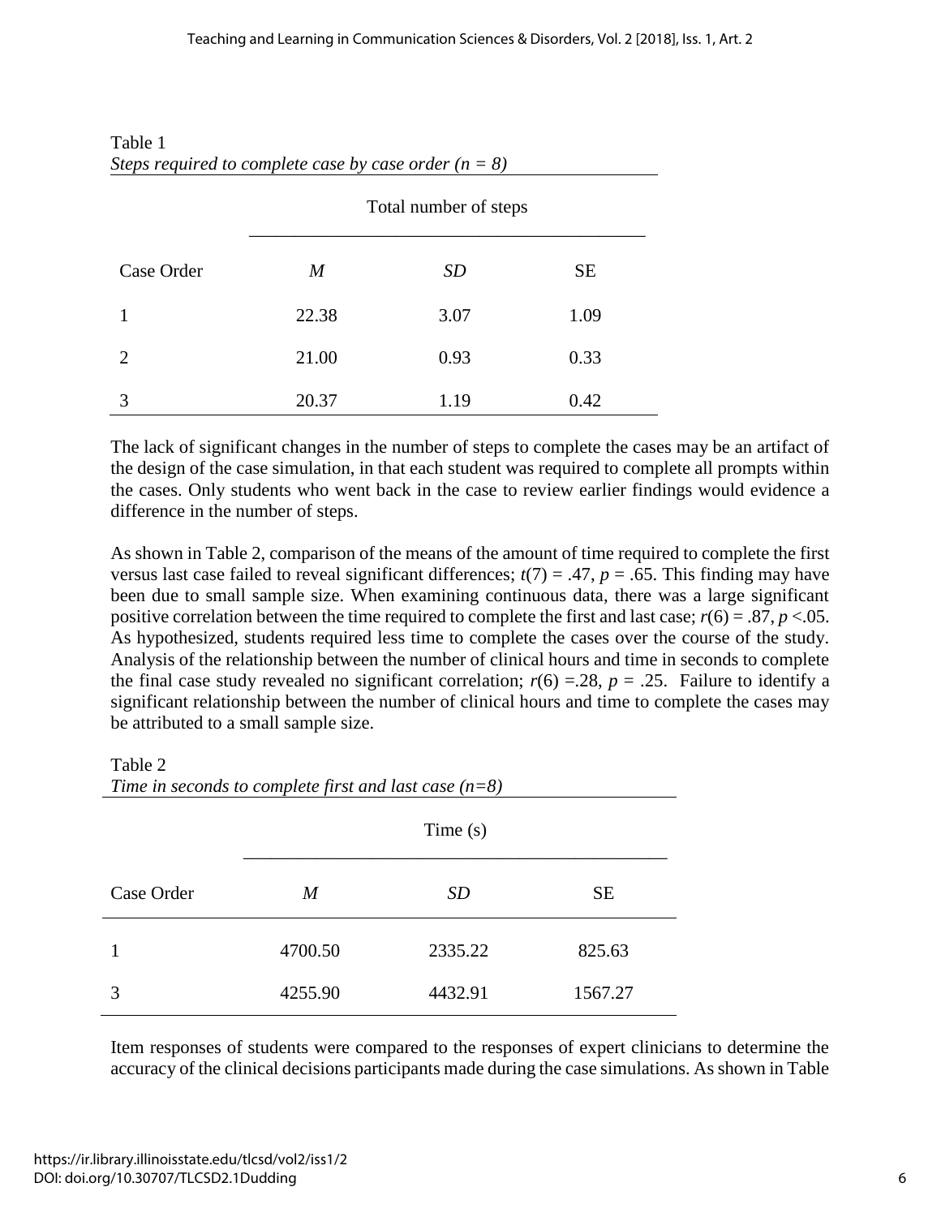Table 1
*Steps required to complete case by case order ($n$ = 8)*

| | Total number of steps | | |
|---|---|---|---|
| Case Order | *M* | *SD* | SE |
| 1 | 22.38 | 3.07 | 1.09 |
| 2 | 21.00 | 0.93 | 0.33 |
| 3 | 20.37 | 1.19 | 0.42 |

The lack of significant changes in the number of steps to complete the cases may be an artifact of the design of the case simulation, in that each student was required to complete all prompts within the cases. Only students who went back in the case to review earlier findings would evidence a difference in the number of steps.

As shown in Table 2, comparison of the means of the amount of time required to complete the first versus last case failed to reveal significant differences; $t(7) = .47$, $p = .65$. This finding may have been due to small sample size. When examining continuous data, there was a large significant positive correlation between the time required to complete the first and last case; $r(6) = .87$, $p < .05$. As hypothesized, students required less time to complete the cases over the course of the study. Analysis of the relationship between the number of clinical hours and time in seconds to complete the final case study revealed no significant correlation; $r(6) = .28$, $p = .25$. Failure to identify a significant relationship between the number of clinical hours and time to complete the cases may be attributed to a small sample size.

Table 2
*Time in seconds to complete first and last case ($n$=8)*

| | Time (s) | | |
|---|---|---|---|
| Case Order | *M* | *SD* | SE |
| 1 | 4700.50 | 2335.22 | 825.63 |
| 3 | 4255.90 | 4432.91 | 1567.27 |

Item responses of students were compared to the responses of expert clinicians to determine the accuracy of the clinical decisions participants made during the case simulations. As shown in Table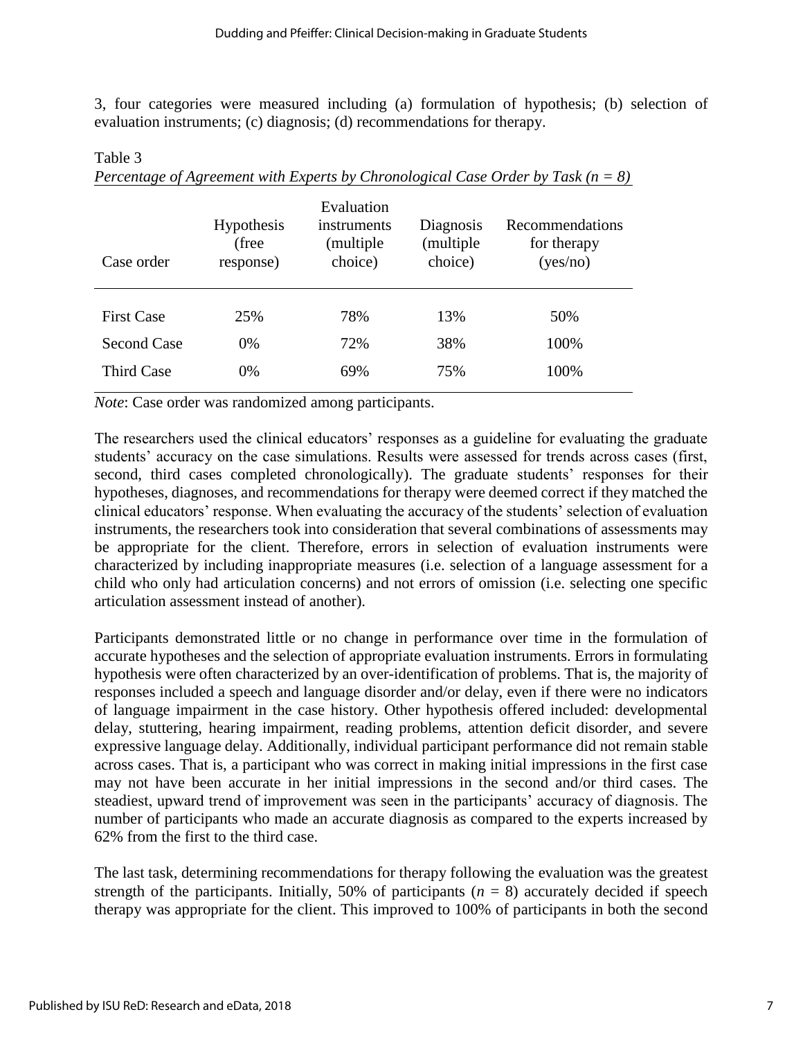3, four categories were measured including (a) formulation of hypothesis; (b) selection of evaluation instruments; (c) diagnosis; (d) recommendations for therapy.

Table 3
*Percentage of Agreement with Experts by Chronological Case Order by Task (n = 8)*

| Case order | Hypothesis (free response) | Evaluation instruments (multiple choice) | Diagnosis (multiple choice) | Recommendations for therapy (yes/no) |
|---|---|---|---|---|
| First Case | 25% | 78% | 13% | 50% |
| Second Case | 0% | 72% | 38% | 100% |
| Third Case | 0% | 69% | 75% | 100% |

*Note*: Case order was randomized among participants.

The researchers used the clinical educators' responses as a guideline for evaluating the graduate students' accuracy on the case simulations. Results were assessed for trends across cases (first, second, third cases completed chronologically). The graduate students' responses for their hypotheses, diagnoses, and recommendations for therapy were deemed correct if they matched the clinical educators' response. When evaluating the accuracy of the students' selection of evaluation instruments, the researchers took into consideration that several combinations of assessments may be appropriate for the client. Therefore, errors in selection of evaluation instruments were characterized by including inappropriate measures (i.e. selection of a language assessment for a child who only had articulation concerns) and not errors of omission (i.e. selecting one specific articulation assessment instead of another).

Participants demonstrated little or no change in performance over time in the formulation of accurate hypotheses and the selection of appropriate evaluation instruments. Errors in formulating hypothesis were often characterized by an over-identification of problems. That is, the majority of responses included a speech and language disorder and/or delay, even if there were no indicators of language impairment in the case history. Other hypothesis offered included: developmental delay, stuttering, hearing impairment, reading problems, attention deficit disorder, and severe expressive language delay. Additionally, individual participant performance did not remain stable across cases. That is, a participant who was correct in making initial impressions in the first case may not have been accurate in her initial impressions in the second and/or third cases. The steadiest, upward trend of improvement was seen in the participants' accuracy of diagnosis. The number of participants who made an accurate diagnosis as compared to the experts increased by 62% from the first to the third case.

The last task, determining recommendations for therapy following the evaluation was the greatest strength of the participants. Initially, 50% of participants ($n$ = 8) accurately decided if speech therapy was appropriate for the client. This improved to 100% of participants in both the second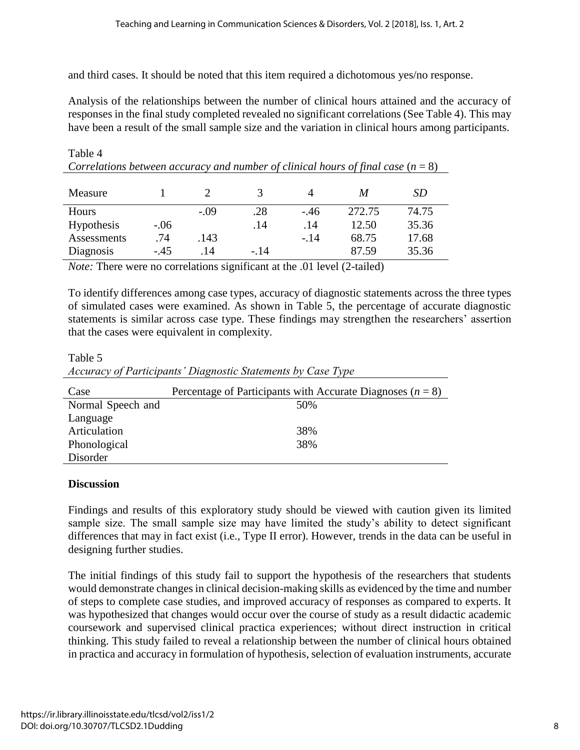and third cases. It should be noted that this item required a dichotomous yes/no response.

Analysis of the relationships between the number of clinical hours attained and the accuracy of responses in the final study completed revealed no significant correlations (See Table 4). This may have been a result of the small sample size and the variation in clinical hours among participants.

Table 4
*Correlations between accuracy and number of clinical hours of final case* ($n = 8$)

| Measure | 1 | 2 | 3 | 4 | *M* | *SD* |
|---|---|---|---|---|---|---|
| Hours | | -.09 | .28 | -.46 | 272.75 | 74.75 |
| Hypothesis | -.06 | | .14 | .14 | 12.50 | 35.36 |
| Assessments | .74 | .143 | | -.14 | 68.75 | 17.68 |
| Diagnosis | -.45 | .14 | -.14 | | 87.59 | 35.36 |

*Note:* There were no correlations significant at the .01 level (2-tailed)

To identify differences among case types, accuracy of diagnostic statements across the three types of simulated cases were examined. As shown in Table 5, the percentage of accurate diagnostic statements is similar across case type. These findings may strengthen the researchers' assertion that the cases were equivalent in complexity.

Table 5
*Accuracy of Participants' Diagnostic Statements by Case Type*

| Case | Percentage of Participants with Accurate Diagnoses ($n = 8$) |
|---|---|
| Normal Speech and Language | 50% |
| Articulation | 38% |
| Phonological Disorder | 38% |

## Discussion

Findings and results of this exploratory study should be viewed with caution given its limited sample size. The small sample size may have limited the study's ability to detect significant differences that may in fact exist (i.e., Type II error). However, trends in the data can be useful in designing further studies.

The initial findings of this study fail to support the hypothesis of the researchers that students would demonstrate changes in clinical decision-making skills as evidenced by the time and number of steps to complete case studies, and improved accuracy of responses as compared to experts. It was hypothesized that changes would occur over the course of study as a result didactic academic coursework and supervised clinical practica experiences; without direct instruction in critical thinking. This study failed to reveal a relationship between the number of clinical hours obtained in practica and accuracy in formulation of hypothesis, selection of evaluation instruments, accurate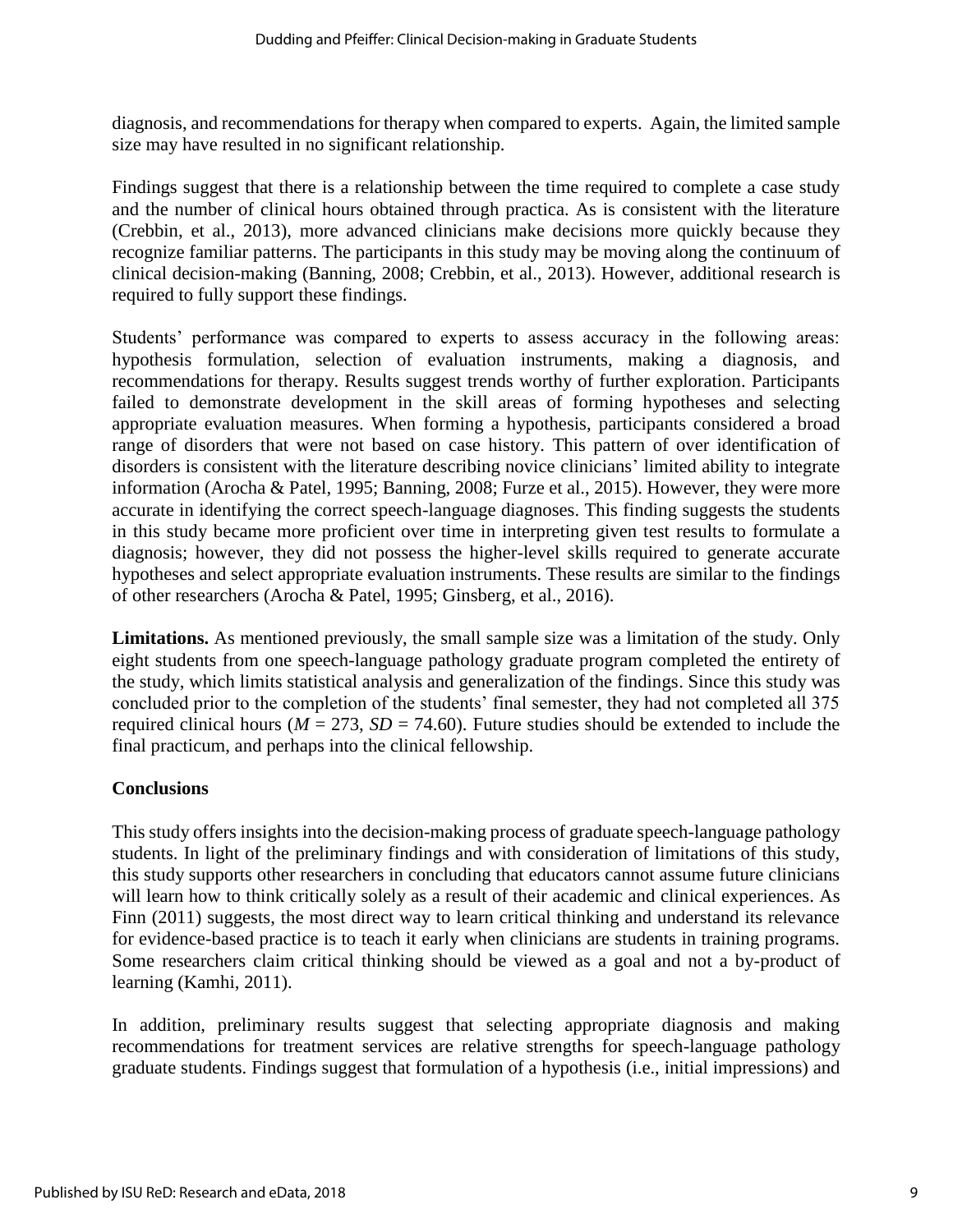diagnosis, and recommendations for therapy when compared to experts. Again, the limited sample size may have resulted in no significant relationship.

Findings suggest that there is a relationship between the time required to complete a case study and the number of clinical hours obtained through practica. As is consistent with the literature (Crebbin, et al., 2013), more advanced clinicians make decisions more quickly because they recognize familiar patterns. The participants in this study may be moving along the continuum of clinical decision-making (Banning, 2008; Crebbin, et al., 2013). However, additional research is required to fully support these findings.

Students' performance was compared to experts to assess accuracy in the following areas: hypothesis formulation, selection of evaluation instruments, making a diagnosis, and recommendations for therapy. Results suggest trends worthy of further exploration. Participants failed to demonstrate development in the skill areas of forming hypotheses and selecting appropriate evaluation measures. When forming a hypothesis, participants considered a broad range of disorders that were not based on case history. This pattern of over identification of disorders is consistent with the literature describing novice clinicians' limited ability to integrate information (Arocha & Patel, 1995; Banning, 2008; Furze et al., 2015). However, they were more accurate in identifying the correct speech-language diagnoses. This finding suggests the students in this study became more proficient over time in interpreting given test results to formulate a diagnosis; however, they did not possess the higher-level skills required to generate accurate hypotheses and select appropriate evaluation instruments. These results are similar to the findings of other researchers (Arocha & Patel, 1995; Ginsberg, et al., 2016).

**Limitations.** As mentioned previously, the small sample size was a limitation of the study. Only eight students from one speech-language pathology graduate program completed the entirety of the study, which limits statistical analysis and generalization of the findings. Since this study was concluded prior to the completion of the students' final semester, they had not completed all 375 required clinical hours ($M$ = 273, $SD$ = 74.60). Future studies should be extended to include the final practicum, and perhaps into the clinical fellowship.

### Conclusions

This study offers insights into the decision-making process of graduate speech-language pathology students. In light of the preliminary findings and with consideration of limitations of this study, this study supports other researchers in concluding that educators cannot assume future clinicians will learn how to think critically solely as a result of their academic and clinical experiences. As Finn (2011) suggests, the most direct way to learn critical thinking and understand its relevance for evidence-based practice is to teach it early when clinicians are students in training programs. Some researchers claim critical thinking should be viewed as a goal and not a by-product of learning (Kamhi, 2011).

In addition, preliminary results suggest that selecting appropriate diagnosis and making recommendations for treatment services are relative strengths for speech-language pathology graduate students. Findings suggest that formulation of a hypothesis (i.e., initial impressions) and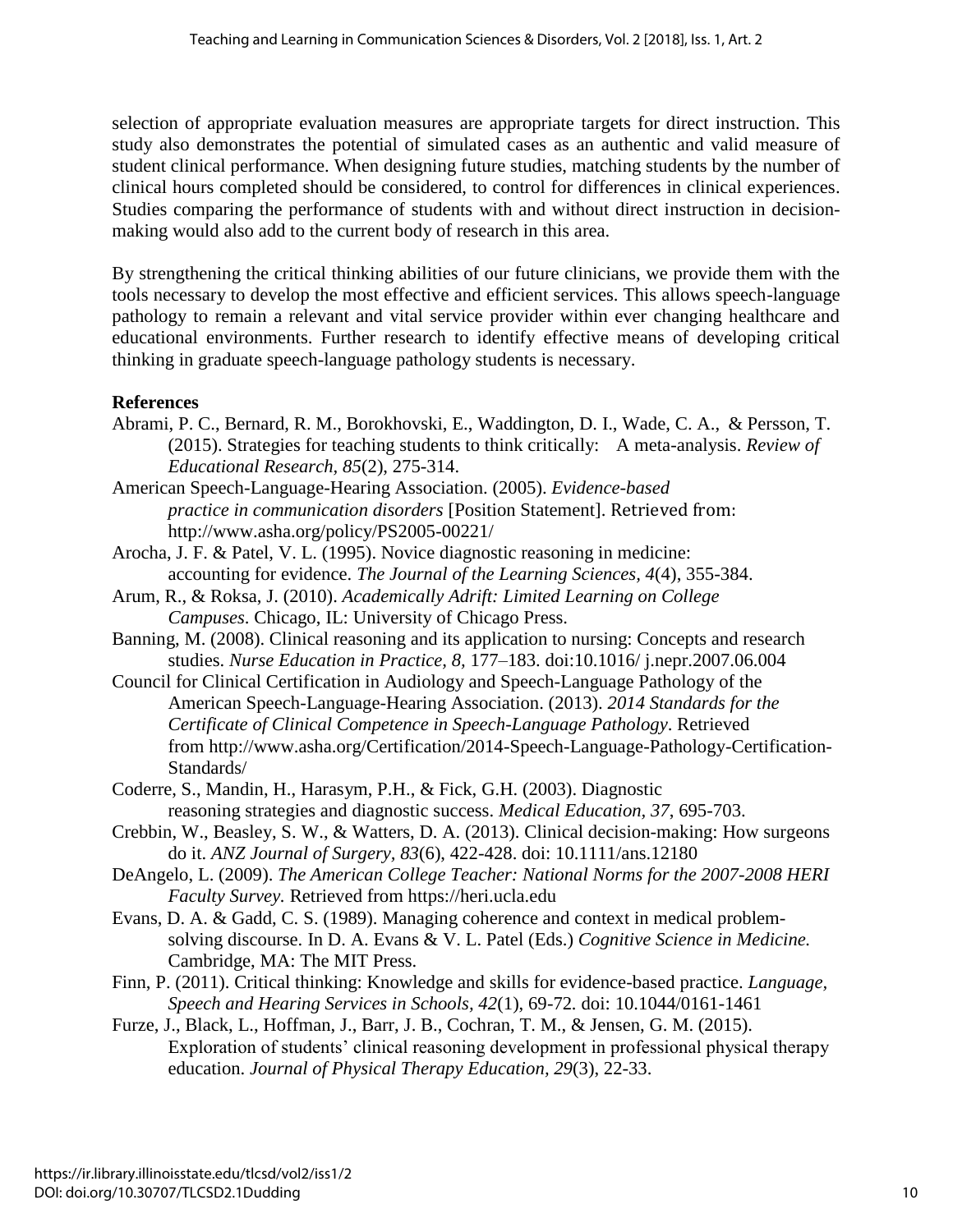selection of appropriate evaluation measures are appropriate targets for direct instruction. This study also demonstrates the potential of simulated cases as an authentic and valid measure of student clinical performance. When designing future studies, matching students by the number of clinical hours completed should be considered, to control for differences in clinical experiences. Studies comparing the performance of students with and without direct instruction in decision-making would also add to the current body of research in this area.

By strengthening the critical thinking abilities of our future clinicians, we provide them with the tools necessary to develop the most effective and efficient services. This allows speech-language pathology to remain a relevant and vital service provider within ever changing healthcare and educational environments. Further research to identify effective means of developing critical thinking in graduate speech-language pathology students is necessary.

**References**

Abrami, P. C., Bernard, R. M., Borokhovski, E., Waddington, D. I., Wade, C. A., & Persson, T. (2015). Strategies for teaching students to think critically: A meta-analysis. *Review of Educational Research, 85*(2), 275-314.

American Speech-Language-Hearing Association. (2005). *Evidence-based practice in communication disorders* [Position Statement]. Retrieved from: http://www.asha.org/policy/PS2005-00221/

Arocha, J. F. & Patel, V. L. (1995). Novice diagnostic reasoning in medicine: accounting for evidence. *The Journal of the Learning Sciences, 4*(4), 355-384.

Arum, R., & Roksa, J. (2010). *Academically Adrift: Limited Learning on College Campuses*. Chicago, IL: University of Chicago Press.

Banning, M. (2008). Clinical reasoning and its application to nursing: Concepts and research studies. *Nurse Education in Practice, 8,* 177–183. doi:10.1016/ j.nepr.2007.06.004

Council for Clinical Certification in Audiology and Speech-Language Pathology of the American Speech-Language-Hearing Association. (2013). *2014 Standards for the Certificate of Clinical Competence in Speech-Language Pathology*. Retrieved from http://www.asha.org/Certification/2014-Speech-Language-Pathology-Certification-Standards/

Coderre, S., Mandin, H., Harasym, P.H., & Fick, G.H. (2003). Diagnostic reasoning strategies and diagnostic success. *Medical Education, 37*, 695-703.

Crebbin, W., Beasley, S. W., & Watters, D. A. (2013). Clinical decision-making: How surgeons do it. *ANZ Journal of Surgery, 83*(6), 422-428. doi: 10.1111/ans.12180

DeAngelo, L. (2009). *The American College Teacher: National Norms for the 2007-2008 HERI Faculty Survey.* Retrieved from https://heri.ucla.edu

Evans, D. A. & Gadd, C. S. (1989). Managing coherence and context in medical problem-solving discourse. In D. A. Evans & V. L. Patel (Eds.) *Cognitive Science in Medicine.* Cambridge, MA: The MIT Press.

Finn, P. (2011). Critical thinking: Knowledge and skills for evidence-based practice. *Language, Speech and Hearing Services in Schools, 42*(1), 69-72. doi: 10.1044/0161-1461

Furze, J., Black, L., Hoffman, J., Barr, J. B., Cochran, T. M., & Jensen, G. M. (2015). Exploration of students' clinical reasoning development in professional physical therapy education. *Journal of Physical Therapy Education, 29*(3), 22-33.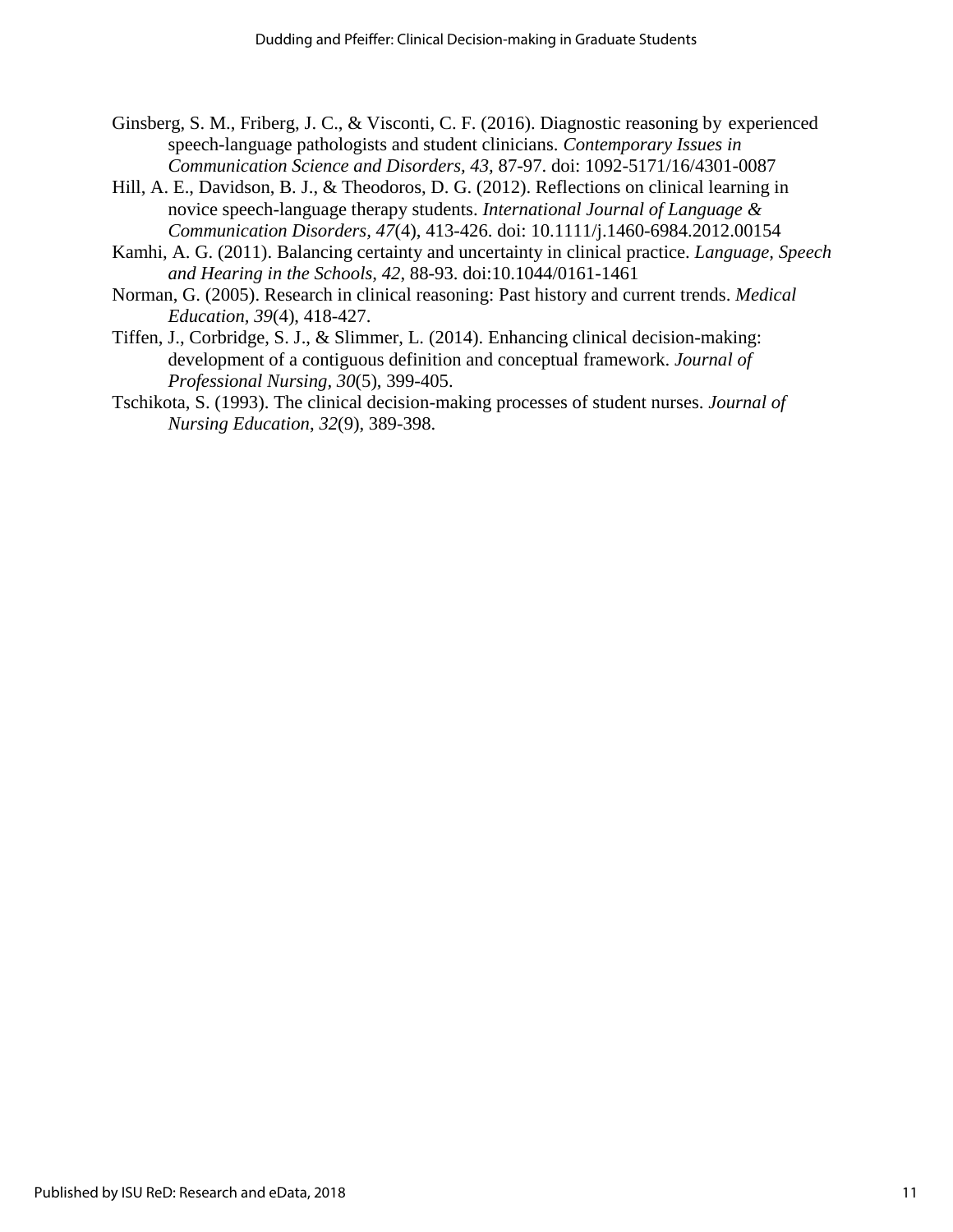Ginsberg, S. M., Friberg, J. C., & Visconti, C. F. (2016). Diagnostic reasoning by experienced speech-language pathologists and student clinicians. *Contemporary Issues in Communication Science and Disorders*, *43*, 87-97. doi: 1092-5171/16/4301-0087

Hill, A. E., Davidson, B. J., & Theodoros, D. G. (2012). Reflections on clinical learning in novice speech-language therapy students. *International Journal of Language & Communication Disorders, 47*(4), 413-426. doi: 10.1111/j.1460-6984.2012.00154

Kamhi, A. G. (2011). Balancing certainty and uncertainty in clinical practice. *Language, Speech and Hearing in the Schools, 42*, 88-93. doi:10.1044/0161-1461

Norman, G. (2005). Research in clinical reasoning: Past history and current trends. *Medical Education*, *39*(4), 418-427.

Tiffen, J., Corbridge, S. J., & Slimmer, L. (2014). Enhancing clinical decision-making: development of a contiguous definition and conceptual framework. *Journal of Professional Nursing, 30*(5), 399-405.

Tschikota, S. (1993). The clinical decision-making processes of student nurses. *Journal of Nursing Education*, *32*(9), 389-398.